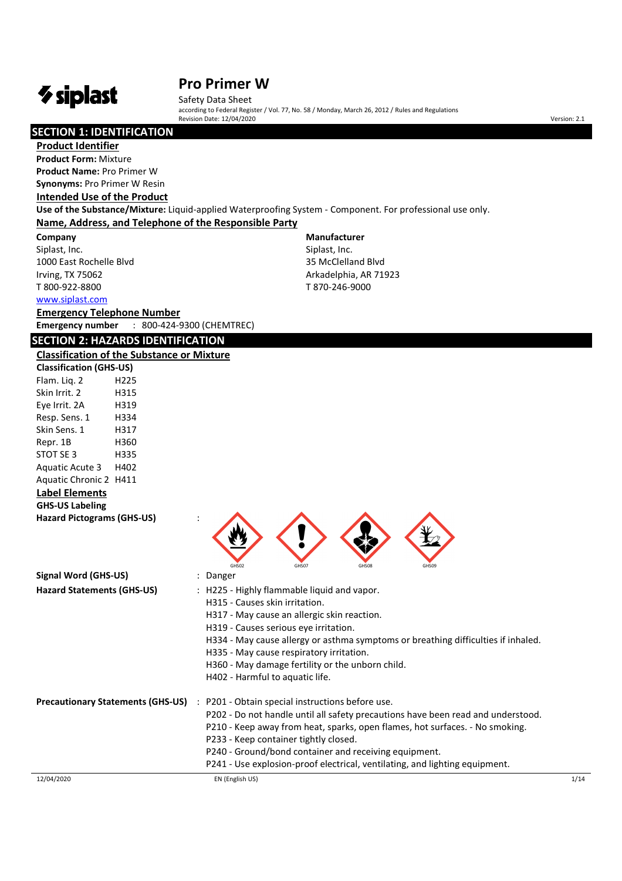# Pro Primer W

Safety Data Sheet

according to Federal Register / Vol. 77, No. 58 / Monday, March 26, 2012 / Rules and Regulations

Revision Date: 12/04/2020

Version: 2.1

## SECTION 1: IDENTIFICATION

### Product Identifier

**Product Form:** Mixture

**Product Name:** Pro Primer W

**Synonyms:** Pro Primer W Resin

### Intended Use of the Product

**Use of the Substance/Mixture:** Liquid-applied Waterproofing System - Component. For professional use only.

### Name, Address, and Telephone of the Responsible Party

**Company**

Siplast, Inc.
1000 East Rochelle Blvd
Irving, TX 75062
T 800-922-8800
www.siplast.com

**Manufacturer**

Siplast, Inc.
35 McClelland Blvd
Arkadelphia, AR 71923
T 870-246-9000

### Emergency Telephone Number

**Emergency number** : 800-424-9300 (CHEMTREC)

## SECTION 2: HAZARDS IDENTIFICATION

### Classification of the Substance or Mixture

**Classification (GHS-US)**

| | |
|---|---|
| Flam. Liq. 2 | H225 |
| Skin Irrit. 2 | H315 |
| Eye Irrit. 2A | H319 |
| Resp. Sens. 1 | H334 |
| Skin Sens. 1 | H317 |
| Repr. 1B | H360 |
| STOT SE 3 | H335 |
| Aquatic Acute 3 | H402 |
| Aquatic Chronic 2 | H411 |

### Label Elements

**GHS-US Labeling**

**Hazard Pictograms (GHS-US)** :

GHS02 GHS07 GHS08 GHS09

**Signal Word (GHS-US)** : Danger

**Hazard Statements (GHS-US)** : H225 - Highly flammable liquid and vapor.
H315 - Causes skin irritation.
H317 - May cause an allergic skin reaction.
H319 - Causes serious eye irritation.
H334 - May cause allergy or asthma symptoms or breathing difficulties if inhaled.
H335 - May cause respiratory irritation.
H360 - May damage fertility or the unborn child.
H402 - Harmful to aquatic life.

**Precautionary Statements (GHS-US)** : P201 - Obtain special instructions before use.
P202 - Do not handle until all safety precautions have been read and understood.
P210 - Keep away from heat, sparks, open flames, hot surfaces. - No smoking.
P233 - Keep container tightly closed.
P240 - Ground/bond container and receiving equipment.
P241 - Use explosion-proof electrical, ventilating, and lighting equipment.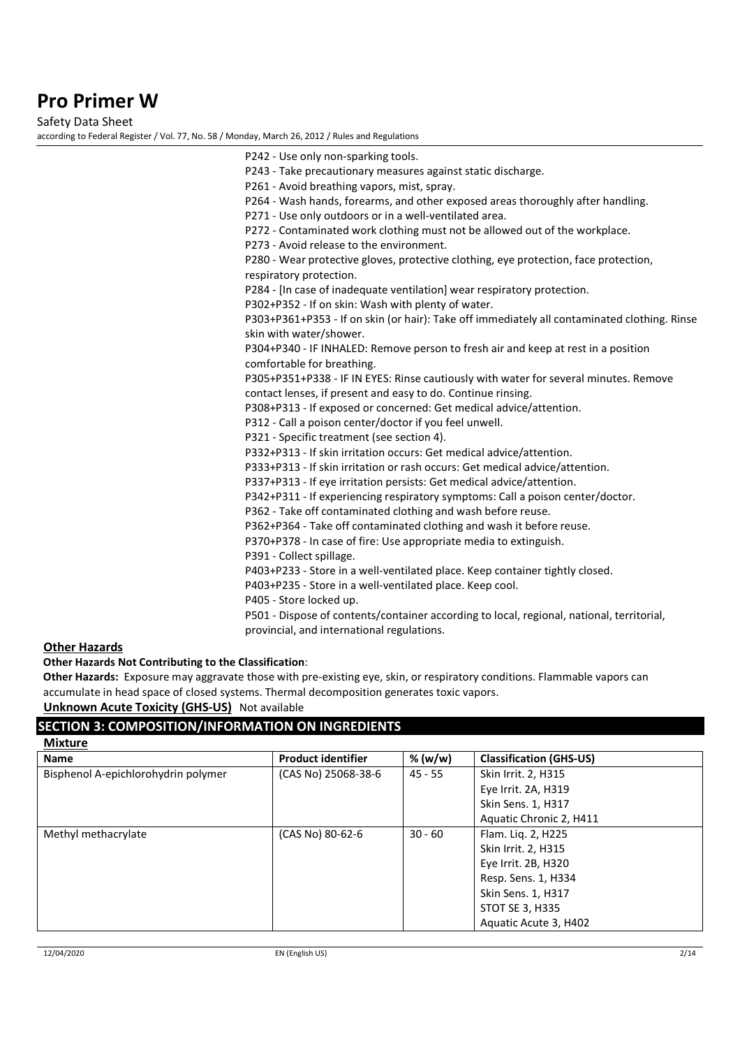P242 - Use only non-sparking tools.
P243 - Take precautionary measures against static discharge.
P261 - Avoid breathing vapors, mist, spray.
P264 - Wash hands, forearms, and other exposed areas thoroughly after handling.
P271 - Use only outdoors or in a well-ventilated area.
P272 - Contaminated work clothing must not be allowed out of the workplace.
P273 - Avoid release to the environment.
P280 - Wear protective gloves, protective clothing, eye protection, face protection, respiratory protection.
P284 - [In case of inadequate ventilation] wear respiratory protection.
P302+P352 - If on skin: Wash with plenty of water.
P303+P361+P353 - If on skin (or hair): Take off immediately all contaminated clothing. Rinse skin with water/shower.
P304+P340 - IF INHALED: Remove person to fresh air and keep at rest in a position comfortable for breathing.
P305+P351+P338 - IF IN EYES: Rinse cautiously with water for several minutes. Remove contact lenses, if present and easy to do. Continue rinsing.
P308+P313 - If exposed or concerned: Get medical advice/attention.
P312 - Call a poison center/doctor if you feel unwell.
P321 - Specific treatment (see section 4).
P332+P313 - If skin irritation occurs: Get medical advice/attention.
P333+P313 - If skin irritation or rash occurs: Get medical advice/attention.
P337+P313 - If eye irritation persists: Get medical advice/attention.
P342+P311 - If experiencing respiratory symptoms: Call a poison center/doctor.
P362 - Take off contaminated clothing and wash before reuse.
P362+P364 - Take off contaminated clothing and wash it before reuse.
P370+P378 - In case of fire: Use appropriate media to extinguish.
P391 - Collect spillage.
P403+P233 - Store in a well-ventilated place. Keep container tightly closed.
P403+P235 - Store in a well-ventilated place. Keep cool.
P405 - Store locked up.
P501 - Dispose of contents/container according to local, regional, national, territorial, provincial, and international regulations.

### Other Hazards

**Other Hazards Not Contributing to the Classification**:

**Other Hazards:** Exposure may aggravate those with pre-existing eye, skin, or respiratory conditions. Flammable vapors can accumulate in head space of closed systems. Thermal decomposition generates toxic vapors.

**Unknown Acute Toxicity (GHS-US)** Not available

## SECTION 3: COMPOSITION/INFORMATION ON INGREDIENTS

### Mixture

| Name | Product identifier | % (w/w) | Classification (GHS-US) |
|---|---|---|---|
| Bisphenol A-epichlorohydrin polymer | (CAS No) 25068-38-6 | 45 - 55 | Skin Irrit. 2, H315<br>Eye Irrit. 2A, H319<br>Skin Sens. 1, H317<br>Aquatic Chronic 2, H411 |
| Methyl methacrylate | (CAS No) 80-62-6 | 30 - 60 | Flam. Liq. 2, H225<br>Skin Irrit. 2, H315<br>Eye Irrit. 2B, H320<br>Resp. Sens. 1, H334<br>Skin Sens. 1, H317<br>STOT SE 3, H335<br>Aquatic Acute 3, H402 |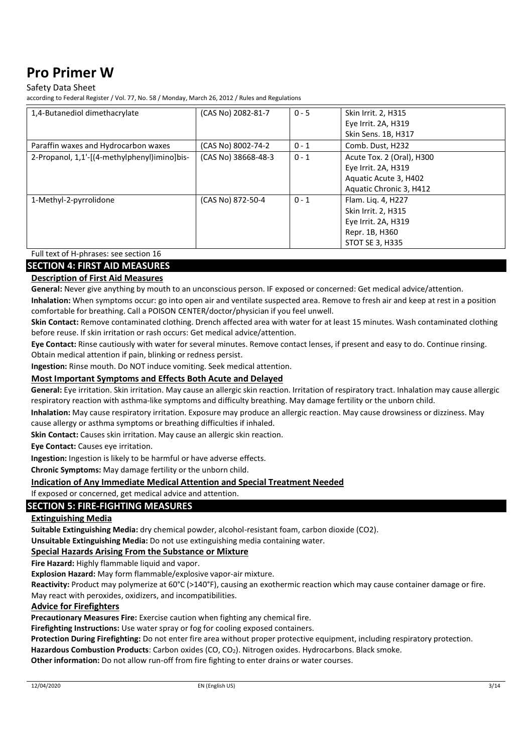| | | | |
|---|---|---|---|
| 1,4-Butanediol dimethacrylate | (CAS No) 2082-81-7 | 0 - 5 | Skin Irrit. 2, H315<br>Eye Irrit. 2A, H319<br>Skin Sens. 1B, H317 |
| Paraffin waxes and Hydrocarbon waxes | (CAS No) 8002-74-2 | 0 - 1 | Comb. Dust, H232 |
| 2-Propanol, 1,1'-[(4-methylphenyl)imino]bis- | (CAS No) 38668-48-3 | 0 - 1 | Acute Tox. 2 (Oral), H300<br>Eye Irrit. 2A, H319<br>Aquatic Acute 3, H402<br>Aquatic Chronic 3, H412 |
| 1-Methyl-2-pyrrolidone | (CAS No) 872-50-4 | 0 - 1 | Flam. Liq. 4, H227<br>Skin Irrit. 2, H315<br>Eye Irrit. 2A, H319<br>Repr. 1B, H360<br>STOT SE 3, H335 |

Full text of H-phrases: see section 16

## SECTION 4: FIRST AID MEASURES

### Description of First Aid Measures

**General:** Never give anything by mouth to an unconscious person. IF exposed or concerned: Get medical advice/attention.

**Inhalation:** When symptoms occur: go into open air and ventilate suspected area. Remove to fresh air and keep at rest in a position comfortable for breathing. Call a POISON CENTER/doctor/physician if you feel unwell.

**Skin Contact:** Remove contaminated clothing. Drench affected area with water for at least 15 minutes. Wash contaminated clothing before reuse. If skin irritation or rash occurs: Get medical advice/attention.

**Eye Contact:** Rinse cautiously with water for several minutes. Remove contact lenses, if present and easy to do. Continue rinsing. Obtain medical attention if pain, blinking or redness persist.

**Ingestion:** Rinse mouth. Do NOT induce vomiting. Seek medical attention.

### Most Important Symptoms and Effects Both Acute and Delayed

**General:** Eye irritation. Skin irritation. May cause an allergic skin reaction. Irritation of respiratory tract. Inhalation may cause allergic respiratory reaction with asthma-like symptoms and difficulty breathing. May damage fertility or the unborn child.

**Inhalation:** May cause respiratory irritation. Exposure may produce an allergic reaction. May cause drowsiness or dizziness. May cause allergy or asthma symptoms or breathing difficulties if inhaled.

**Skin Contact:** Causes skin irritation. May cause an allergic skin reaction.

**Eye Contact:** Causes eye irritation.

**Ingestion:** Ingestion is likely to be harmful or have adverse effects.

**Chronic Symptoms:** May damage fertility or the unborn child.

### Indication of Any Immediate Medical Attention and Special Treatment Needed

If exposed or concerned, get medical advice and attention.

## SECTION 5: FIRE-FIGHTING MEASURES

### Extinguishing Media

**Suitable Extinguishing Media:** dry chemical powder, alcohol-resistant foam, carbon dioxide ($CO_2$).

**Unsuitable Extinguishing Media:** Do not use extinguishing media containing water.

### Special Hazards Arising From the Substance or Mixture

**Fire Hazard:** Highly flammable liquid and vapor.

**Explosion Hazard:** May form flammable/explosive vapor-air mixture.

**Reactivity:** Product may polymerize at 60°C (>140°F), causing an exothermic reaction which may cause container damage or fire. May react with peroxides, oxidizers, and incompatibilities.

### Advice for Firefighters

**Precautionary Measures Fire:** Exercise caution when fighting any chemical fire.

**Firefighting Instructions:** Use water spray or fog for cooling exposed containers.

**Protection During Firefighting:** Do not enter fire area without proper protective equipment, including respiratory protection.

**Hazardous Combustion Products**: Carbon oxides (CO, $CO_2$). Nitrogen oxides. Hydrocarbons. Black smoke.

**Other information:** Do not allow run-off from fire fighting to enter drains or water courses.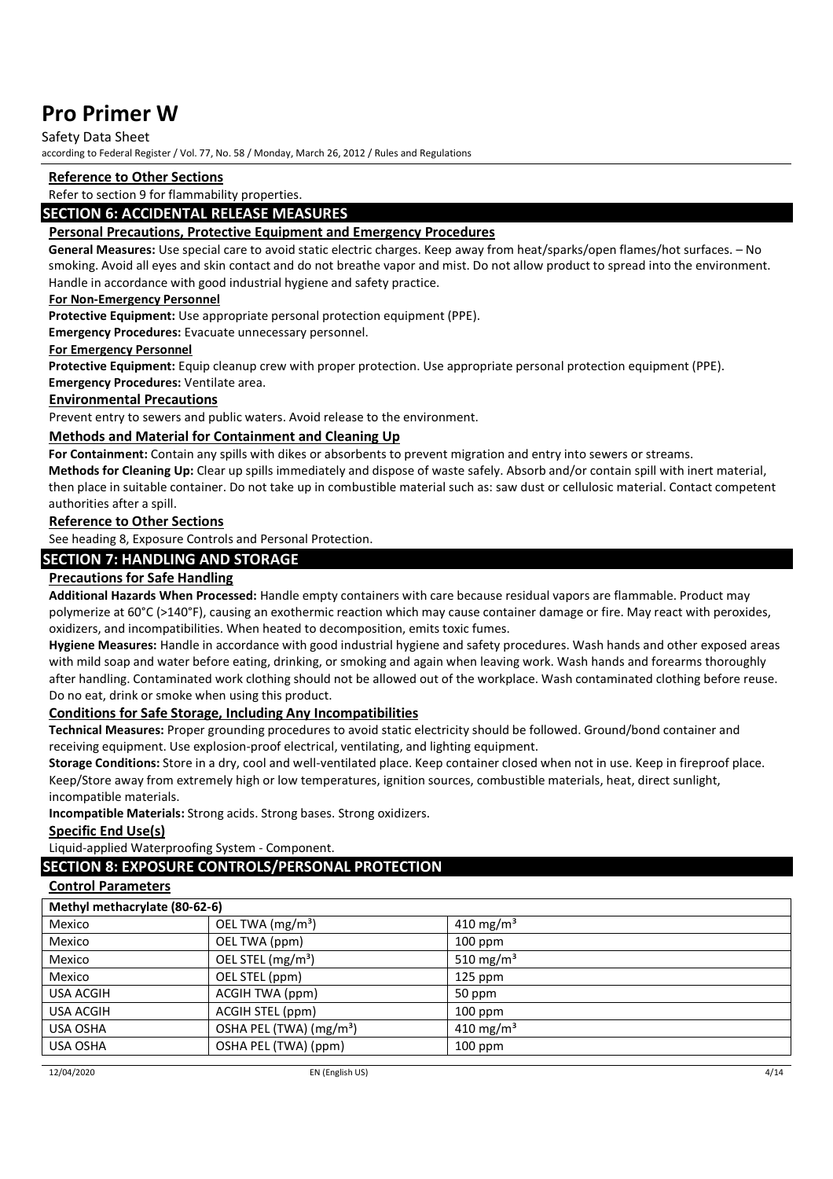### Reference to Other Sections

Refer to section 9 for flammability properties.

## SECTION 6: ACCIDENTAL RELEASE MEASURES

### Personal Precautions, Protective Equipment and Emergency Procedures

**General Measures:** Use special care to avoid static electric charges. Keep away from heat/sparks/open flames/hot surfaces. – No smoking. Avoid all eyes and skin contact and do not breathe vapor and mist. Do not allow product to spread into the environment. Handle in accordance with good industrial hygiene and safety practice.

**For Non-Emergency Personnel**

**Protective Equipment:** Use appropriate personal protection equipment (PPE).

**Emergency Procedures:** Evacuate unnecessary personnel.

**For Emergency Personnel**

**Protective Equipment:** Equip cleanup crew with proper protection. Use appropriate personal protection equipment (PPE).

**Emergency Procedures:** Ventilate area.

### Environmental Precautions

Prevent entry to sewers and public waters. Avoid release to the environment.

### Methods and Material for Containment and Cleaning Up

**For Containment:** Contain any spills with dikes or absorbents to prevent migration and entry into sewers or streams.

**Methods for Cleaning Up:** Clear up spills immediately and dispose of waste safely. Absorb and/or contain spill with inert material, then place in suitable container. Do not take up in combustible material such as: saw dust or cellulosic material. Contact competent authorities after a spill.

### Reference to Other Sections

See heading 8, Exposure Controls and Personal Protection.

## SECTION 7: HANDLING AND STORAGE

### Precautions for Safe Handling

**Additional Hazards When Processed:** Handle empty containers with care because residual vapors are flammable. Product may polymerize at 60°C (>140°F), causing an exothermic reaction which may cause container damage or fire. May react with peroxides, oxidizers, and incompatibilities. When heated to decomposition, emits toxic fumes.

**Hygiene Measures:** Handle in accordance with good industrial hygiene and safety procedures. Wash hands and other exposed areas with mild soap and water before eating, drinking, or smoking and again when leaving work. Wash hands and forearms thoroughly after handling. Contaminated work clothing should not be allowed out of the workplace. Wash contaminated clothing before reuse. Do no eat, drink or smoke when using this product.

### Conditions for Safe Storage, Including Any Incompatibilities

**Technical Measures:** Proper grounding procedures to avoid static electricity should be followed. Ground/bond container and receiving equipment. Use explosion-proof electrical, ventilating, and lighting equipment.

**Storage Conditions:** Store in a dry, cool and well-ventilated place. Keep container closed when not in use. Keep in fireproof place. Keep/Store away from extremely high or low temperatures, ignition sources, combustible materials, heat, direct sunlight, incompatible materials.

**Incompatible Materials:** Strong acids. Strong bases. Strong oxidizers.

### Specific End Use(s)

Liquid-applied Waterproofing System - Component.

## SECTION 8: EXPOSURE CONTROLS/PERSONAL PROTECTION

### Control Parameters

| Methyl methacrylate (80-62-6) | | |
|---|---|---|
| Mexico | OEL TWA ($mg/m^3$) | 410 $mg/m^3$ |
| Mexico | OEL TWA (ppm) | 100 ppm |
| Mexico | OEL STEL ($mg/m^3$) | 510 $mg/m^3$ |
| Mexico | OEL STEL (ppm) | 125 ppm |
| USA ACGIH | ACGIH TWA (ppm) | 50 ppm |
| USA ACGIH | ACGIH STEL (ppm) | 100 ppm |
| USA OSHA | OSHA PEL (TWA) ($mg/m^3$) | 410 $mg/m^3$ |
| USA OSHA | OSHA PEL (TWA) (ppm) | 100 ppm |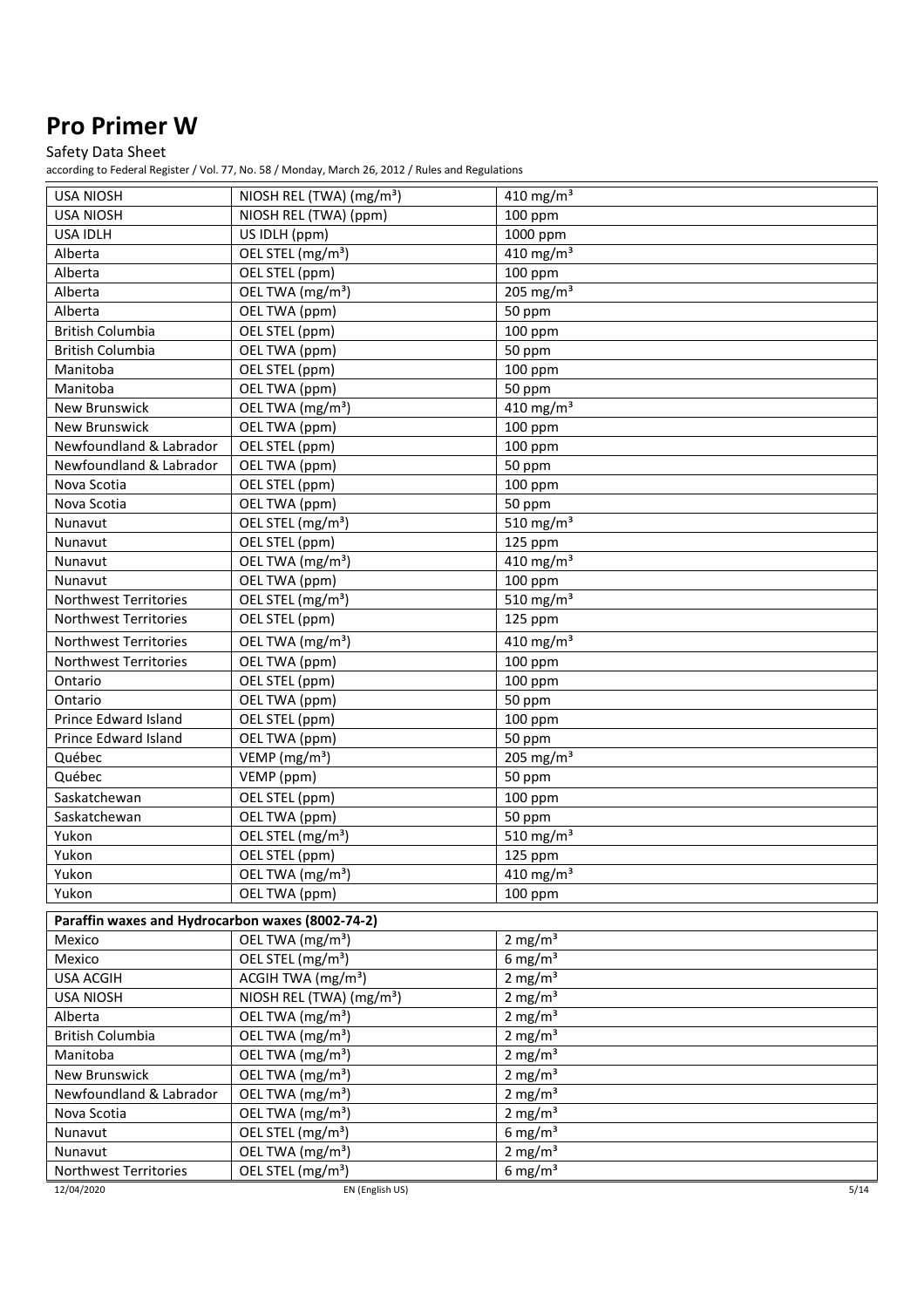# Pro Primer W

Safety Data Sheet

according to Federal Register / Vol. 77, No. 58 / Monday, March 26, 2012 / Rules and Regulations

| | | |
|---|---|---|
| USA NIOSH | NIOSH REL (TWA) (mg/m³) | 410 mg/m³ |
| USA NIOSH | NIOSH REL (TWA) (ppm) | 100 ppm |
| USA IDLH | US IDLH (ppm) | 1000 ppm |
| Alberta | OEL STEL (mg/m³) | 410 mg/m³ |
| Alberta | OEL STEL (ppm) | 100 ppm |
| Alberta | OEL TWA (mg/m³) | 205 mg/m³ |
| Alberta | OEL TWA (ppm) | 50 ppm |
| British Columbia | OEL STEL (ppm) | 100 ppm |
| British Columbia | OEL TWA (ppm) | 50 ppm |
| Manitoba | OEL STEL (ppm) | 100 ppm |
| Manitoba | OEL TWA (ppm) | 50 ppm |
| New Brunswick | OEL TWA (mg/m³) | 410 mg/m³ |
| New Brunswick | OEL TWA (ppm) | 100 ppm |
| Newfoundland & Labrador | OEL STEL (ppm) | 100 ppm |
| Newfoundland & Labrador | OEL TWA (ppm) | 50 ppm |
| Nova Scotia | OEL STEL (ppm) | 100 ppm |
| Nova Scotia | OEL TWA (ppm) | 50 ppm |
| Nunavut | OEL STEL (mg/m³) | 510 mg/m³ |
| Nunavut | OEL STEL (ppm) | 125 ppm |
| Nunavut | OEL TWA (mg/m³) | 410 mg/m³ |
| Nunavut | OEL TWA (ppm) | 100 ppm |
| Northwest Territories | OEL STEL (mg/m³) | 510 mg/m³ |
| Northwest Territories | OEL STEL (ppm) | 125 ppm |
| Northwest Territories | OEL TWA (mg/m³) | 410 mg/m³ |
| Northwest Territories | OEL TWA (ppm) | 100 ppm |
| Ontario | OEL STEL (ppm) | 100 ppm |
| Ontario | OEL TWA (ppm) | 50 ppm |
| Prince Edward Island | OEL STEL (ppm) | 100 ppm |
| Prince Edward Island | OEL TWA (ppm) | 50 ppm |
| Québec | VEMP (mg/m³) | 205 mg/m³ |
| Québec | VEMP (ppm) | 50 ppm |
| Saskatchewan | OEL STEL (ppm) | 100 ppm |
| Saskatchewan | OEL TWA (ppm) | 50 ppm |
| Yukon | OEL STEL (mg/m³) | 510 mg/m³ |
| Yukon | OEL STEL (ppm) | 125 ppm |
| Yukon | OEL TWA (mg/m³) | 410 mg/m³ |
| Yukon | OEL TWA (ppm) | 100 ppm |

| **Paraffin waxes and Hydrocarbon waxes (8002-74-2)** | | |
|---|---|---|
| Mexico | OEL TWA (mg/m³) | 2 mg/m³ |
| Mexico | OEL STEL (mg/m³) | 6 mg/m³ |
| USA ACGIH | ACGIH TWA (mg/m³) | 2 mg/m³ |
| USA NIOSH | NIOSH REL (TWA) (mg/m³) | 2 mg/m³ |
| Alberta | OEL TWA (mg/m³) | 2 mg/m³ |
| British Columbia | OEL TWA (mg/m³) | 2 mg/m³ |
| Manitoba | OEL TWA (mg/m³) | 2 mg/m³ |
| New Brunswick | OEL TWA (mg/m³) | 2 mg/m³ |
| Newfoundland & Labrador | OEL TWA (mg/m³) | 2 mg/m³ |
| Nova Scotia | OEL TWA (mg/m³) | 2 mg/m³ |
| Nunavut | OEL STEL (mg/m³) | 6 mg/m³ |
| Nunavut | OEL TWA (mg/m³) | 2 mg/m³ |
| Northwest Territories | OEL STEL (mg/m³) | 6 mg/m³ |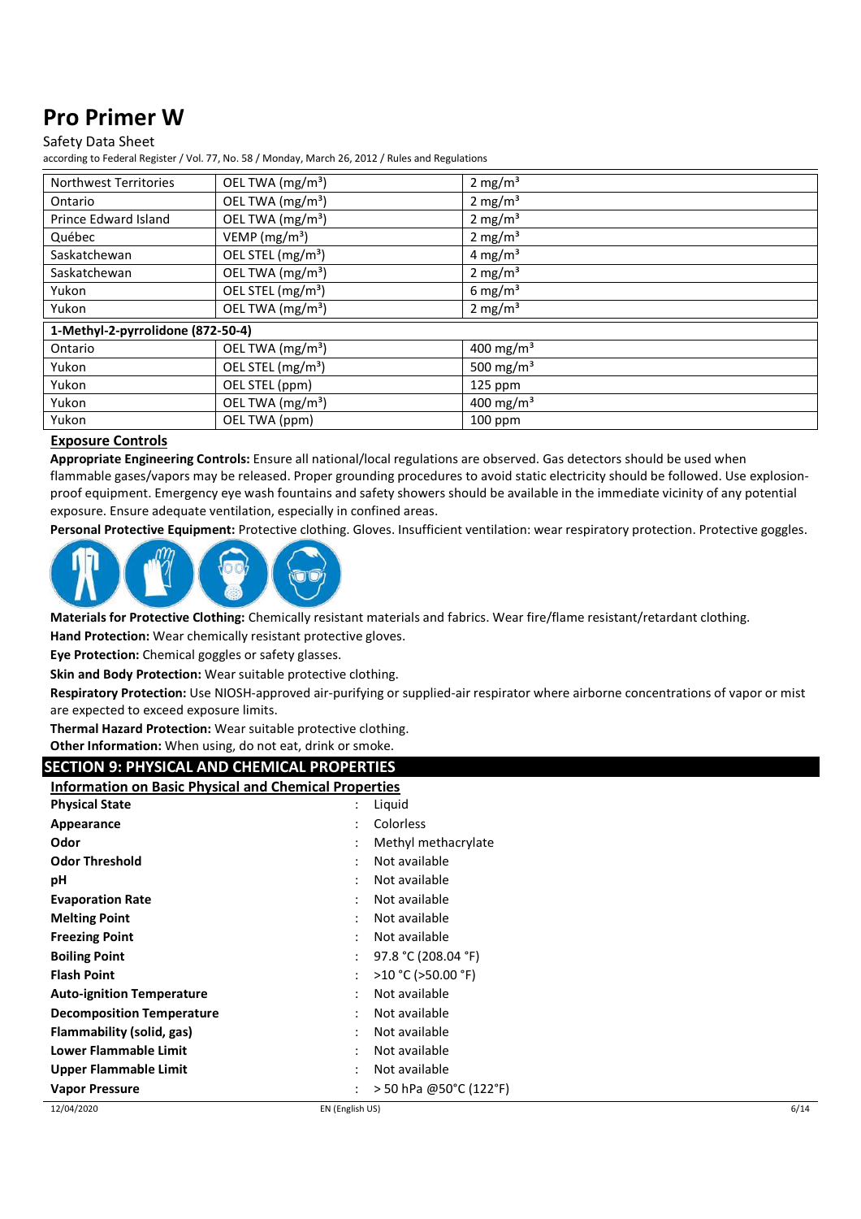| Northwest Territories | OEL TWA (mg/m³) | 2 mg/m³ |
|---|---|---|
| Ontario | OEL TWA (mg/m³) | 2 mg/m³ |
| Prince Edward Island | OEL TWA (mg/m³) | 2 mg/m³ |
| Québec | VEMP (mg/m³) | 2 mg/m³ |
| Saskatchewan | OEL STEL (mg/m³) | 4 mg/m³ |
| Saskatchewan | OEL TWA (mg/m³) | 2 mg/m³ |
| Yukon | OEL STEL (mg/m³) | 6 mg/m³ |
| Yukon | OEL TWA (mg/m³) | 2 mg/m³ |
| **1-Methyl-2-pyrrolidone (872-50-4)** | | |
| Ontario | OEL TWA (mg/m³) | 400 mg/m³ |
| Yukon | OEL STEL (mg/m³) | 500 mg/m³ |
| Yukon | OEL STEL (ppm) | 125 ppm |
| Yukon | OEL TWA (mg/m³) | 400 mg/m³ |
| Yukon | OEL TWA (ppm) | 100 ppm |

### Exposure Controls

**Appropriate Engineering Controls:** Ensure all national/local regulations are observed. Gas detectors should be used when flammable gases/vapors may be released. Proper grounding procedures to avoid static electricity should be followed. Use explosion-proof equipment. Emergency eye wash fountains and safety showers should be available in the immediate vicinity of any potential exposure. Ensure adequate ventilation, especially in confined areas.

**Personal Protective Equipment:** Protective clothing. Gloves. Insufficient ventilation: wear respiratory protection. Protective goggles.

**Materials for Protective Clothing:** Chemically resistant materials and fabrics. Wear fire/flame resistant/retardant clothing.

**Hand Protection:** Wear chemically resistant protective gloves.

**Eye Protection:** Chemical goggles or safety glasses.

**Skin and Body Protection:** Wear suitable protective clothing.

**Respiratory Protection:** Use NIOSH-approved air-purifying or supplied-air respirator where airborne concentrations of vapor or mist are expected to exceed exposure limits.

**Thermal Hazard Protection:** Wear suitable protective clothing.

**Other Information:** When using, do not eat, drink or smoke.

## SECTION 9: PHYSICAL AND CHEMICAL PROPERTIES

### Information on Basic Physical and Chemical Properties

| | | |
|---|---|---|
| **Physical State** | : | Liquid |
| **Appearance** | : | Colorless |
| **Odor** | : | Methyl methacrylate |
| **Odor Threshold** | : | Not available |
| **pH** | : | Not available |
| **Evaporation Rate** | : | Not available |
| **Melting Point** | : | Not available |
| **Freezing Point** | : | Not available |
| **Boiling Point** | : | 97.8 °C (208.04 °F) |
| **Flash Point** | : | >10 °C (>50.00 °F) |
| **Auto-ignition Temperature** | : | Not available |
| **Decomposition Temperature** | : | Not available |
| **Flammability (solid, gas)** | : | Not available |
| **Lower Flammable Limit** | : | Not available |
| **Upper Flammable Limit** | : | Not available |
| **Vapor Pressure** | : | > 50 hPa @50°C (122°F) |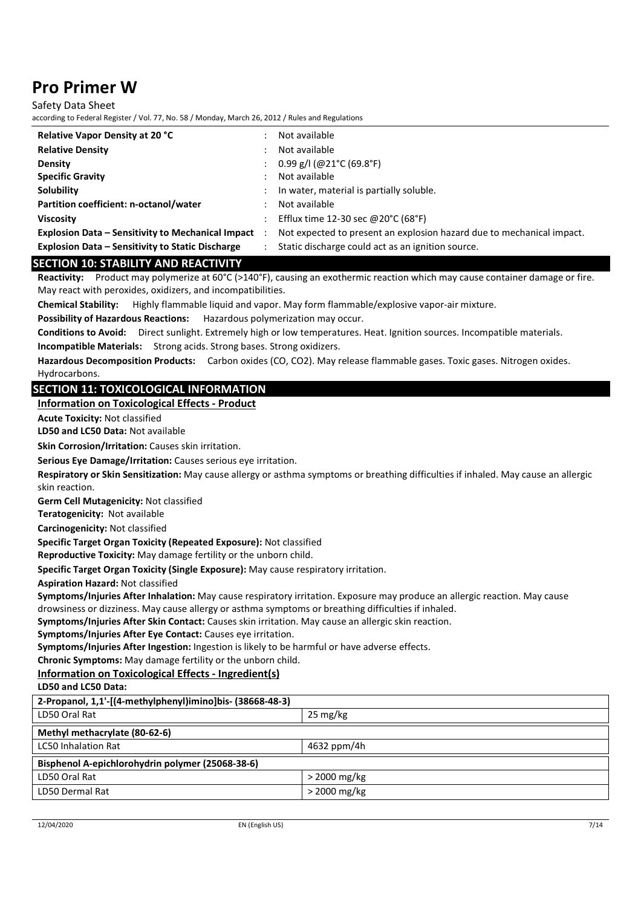| | | |
|---|---|---|
| **Relative Vapor Density at 20 °C** | : | Not available |
| **Relative Density** | : | Not available |
| **Density** | : | 0.99 g/l (@21°C (69.8°F) |
| **Specific Gravity** | : | Not available |
| **Solubility** | : | In water, material is partially soluble. |
| **Partition coefficient: n-octanol/water** | : | Not available |
| **Viscosity** | : | Efflux time 12-30 sec @20°C (68°F) |
| **Explosion Data – Sensitivity to Mechanical Impact** | : | Not expected to present an explosion hazard due to mechanical impact. |
| **Explosion Data – Sensitivity to Static Discharge** | : | Static discharge could act as an ignition source. |

## SECTION 10: STABILITY AND REACTIVITY

**Reactivity:** Product may polymerize at 60°C (>140°F), causing an exothermic reaction which may cause container damage or fire. May react with peroxides, oxidizers, and incompatibilities.

**Chemical Stability:** Highly flammable liquid and vapor. May form flammable/explosive vapor-air mixture.

**Possibility of Hazardous Reactions:** Hazardous polymerization may occur.

**Conditions to Avoid:** Direct sunlight. Extremely high or low temperatures. Heat. Ignition sources. Incompatible materials.

**Incompatible Materials:** Strong acids. Strong bases. Strong oxidizers.

**Hazardous Decomposition Products:** Carbon oxides (CO, $CO_2$). May release flammable gases. Toxic gases. Nitrogen oxides. Hydrocarbons.

## SECTION 11: TOXICOLOGICAL INFORMATION

### Information on Toxicological Effects - Product

**Acute Toxicity:** Not classified

**LD50 and LC50 Data:** Not available

**Skin Corrosion/Irritation:** Causes skin irritation.

**Serious Eye Damage/Irritation:** Causes serious eye irritation.

**Respiratory or Skin Sensitization:** May cause allergy or asthma symptoms or breathing difficulties if inhaled. May cause an allergic skin reaction.

**Germ Cell Mutagenicity:** Not classified

**Teratogenicity:** Not available

**Carcinogenicity:** Not classified

**Specific Target Organ Toxicity (Repeated Exposure):** Not classified

**Reproductive Toxicity:** May damage fertility or the unborn child.

**Specific Target Organ Toxicity (Single Exposure):** May cause respiratory irritation.

**Aspiration Hazard:** Not classified

**Symptoms/Injuries After Inhalation:** May cause respiratory irritation. Exposure may produce an allergic reaction. May cause drowsiness or dizziness. May cause allergy or asthma symptoms or breathing difficulties if inhaled.

**Symptoms/Injuries After Skin Contact:** Causes skin irritation. May cause an allergic skin reaction.

**Symptoms/Injuries After Eye Contact:** Causes eye irritation.

**Symptoms/Injuries After Ingestion:** Ingestion is likely to be harmful or have adverse effects.

**Chronic Symptoms:** May damage fertility or the unborn child.

### Information on Toxicological Effects - Ingredient(s)

**LD50 and LC50 Data:**

| **2-Propanol, 1,1'-[(4-methylphenyl)imino]bis- (38668-48-3)** | |
|---|---|
| LD50 Oral Rat | 25 mg/kg |
| **Methyl methacrylate (80-62-6)** | |
| LC50 Inhalation Rat | 4632 ppm/4h |
| **Bisphenol A-epichlorohydrin polymer (25068-38-6)** | |
| LD50 Oral Rat | > 2000 mg/kg |
| LD50 Dermal Rat | > 2000 mg/kg |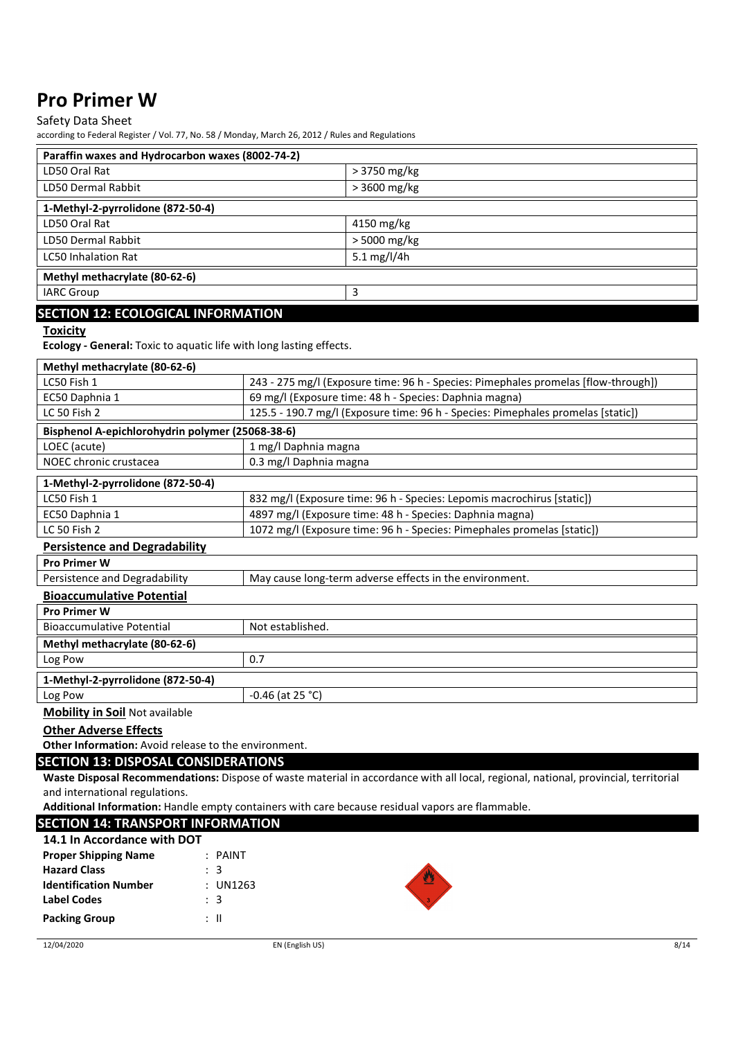| Paraffin waxes and Hydrocarbon waxes (8002-74-2) | |
|---|---|
| LD50 Oral Rat | > 3750 mg/kg |
| LD50 Dermal Rabbit | > 3600 mg/kg |

| 1-Methyl-2-pyrrolidone (872-50-4) | |
|---|---|
| LD50 Oral Rat | 4150 mg/kg |
| LD50 Dermal Rabbit | > 5000 mg/kg |
| LC50 Inhalation Rat | 5.1 mg/l/4h |

| Methyl methacrylate (80-62-6) | |
|---|---|
| IARC Group | 3 |

## SECTION 12: ECOLOGICAL INFORMATION

**Toxicity**

**Ecology - General:** Toxic to aquatic life with long lasting effects.

| Methyl methacrylate (80-62-6) | |
|---|---|
| LC50 Fish 1 | 243 - 275 mg/l (Exposure time: 96 h - Species: Pimephales promelas [flow-through]) |
| EC50 Daphnia 1 | 69 mg/l (Exposure time: 48 h - Species: Daphnia magna) |
| LC 50 Fish 2 | 125.5 - 190.7 mg/l (Exposure time: 96 h - Species: Pimephales promelas [static]) |

| Bisphenol A-epichlorohydrin polymer (25068-38-6) | |
|---|---|
| LOEC (acute) | 1 mg/l Daphnia magna |
| NOEC chronic crustacea | 0.3 mg/l Daphnia magna |

| 1-Methyl-2-pyrrolidone (872-50-4) | |
|---|---|
| LC50 Fish 1 | 832 mg/l (Exposure time: 96 h - Species: Lepomis macrochirus [static]) |
| EC50 Daphnia 1 | 4897 mg/l (Exposure time: 48 h - Species: Daphnia magna) |
| LC 50 Fish 2 | 1072 mg/l (Exposure time: 96 h - Species: Pimephales promelas [static]) |

**Persistence and Degradability**

| Pro Primer W | |
|---|---|
| Persistence and Degradability | May cause long-term adverse effects in the environment. |

**Bioaccumulative Potential**

| Pro Primer W | |
|---|---|
| Bioaccumulative Potential | Not established. |

| Methyl methacrylate (80-62-6) | |
|---|---|
| Log Pow | 0.7 |

| 1-Methyl-2-pyrrolidone (872-50-4) | |
|---|---|
| Log Pow | -0.46 (at 25 °C) |

**Mobility in Soil** Not available

**Other Adverse Effects**

**Other Information:** Avoid release to the environment.

## SECTION 13: DISPOSAL CONSIDERATIONS

**Waste Disposal Recommendations:** Dispose of waste material in accordance with all local, regional, national, provincial, territorial and international regulations.

**Additional Information:** Handle empty containers with care because residual vapors are flammable.

## SECTION 14: TRANSPORT INFORMATION

### 14.1 In Accordance with DOT

**Proper Shipping Name** : PAINT
**Hazard Class** : 3
**Identification Number** : UN1263
**Label Codes** : 3
**Packing Group** : II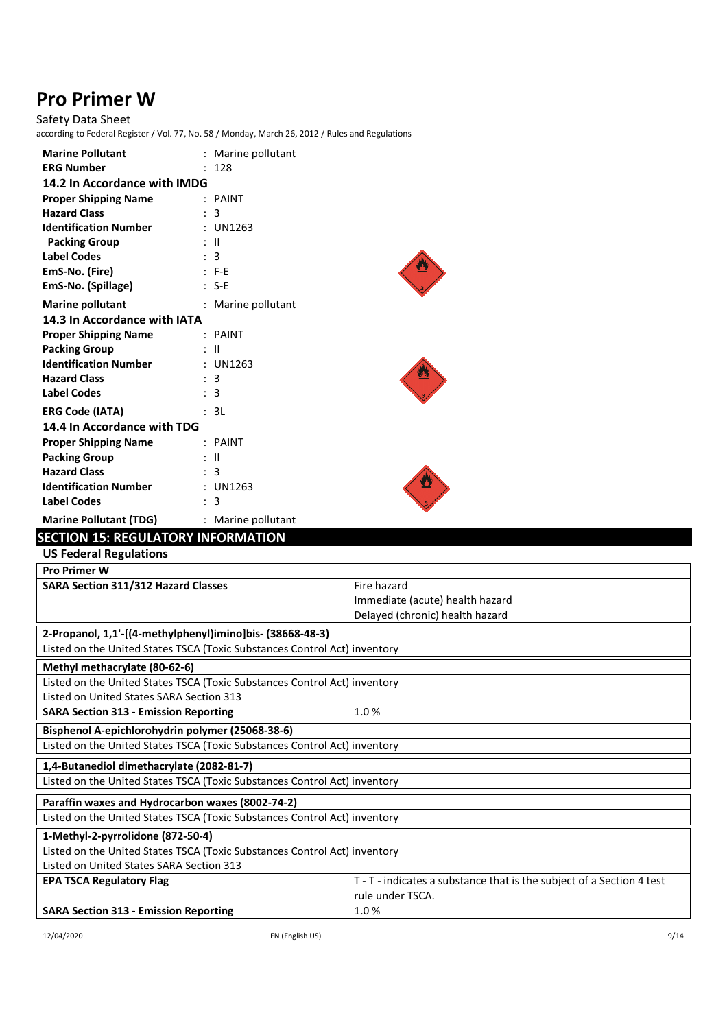| | |
|---|---|
| **Marine Pollutant** | : Marine pollutant |
| **ERG Number** | : 128 |

### 14.2 In Accordance with IMDG

| | |
|---|---|
| **Proper Shipping Name** | : PAINT |
| **Hazard Class** | : 3 |
| **Identification Number** | : UN1263 |
| **Packing Group** | : II |
| **Label Codes** | : 3 |
| **EmS-No. (Fire)** | : F-E |
| **EmS-No. (Spillage)** | : S-E |
| **Marine pollutant** | : Marine pollutant |

### 14.3 In Accordance with IATA

| | |
|---|---|
| **Proper Shipping Name** | : PAINT |
| **Packing Group** | : II |
| **Identification Number** | : UN1263 |
| **Hazard Class** | : 3 |
| **Label Codes** | : 3 |
| **ERG Code (IATA)** | : 3L |

### 14.4 In Accordance with TDG

| | |
|---|---|
| **Proper Shipping Name** | : PAINT |
| **Packing Group** | : II |
| **Hazard Class** | : 3 |
| **Identification Number** | : UN1263 |
| **Label Codes** | : 3 |
| **Marine Pollutant (TDG)** | : Marine pollutant |

## SECTION 15: REGULATORY INFORMATION

### US Federal Regulations

| **Pro Primer W** | |
|---|---|
| **SARA Section 311/312 Hazard Classes** | Fire hazard<br>Immediate (acute) health hazard<br>Delayed (chronic) health hazard |

| **2-Propanol, 1,1'-[(4-methylphenyl)imino]bis- (38668-48-3)** |
|---|
| Listed on the United States TSCA (Toxic Substances Control Act) inventory |

| **Methyl methacrylate (80-62-6)** | |
|---|---|
| Listed on the United States TSCA (Toxic Substances Control Act) inventory<br>Listed on United States SARA Section 313 | |
| **SARA Section 313 - Emission Reporting** | 1.0 % |

| **Bisphenol A-epichlorohydrin polymer (25068-38-6)** |
|---|
| Listed on the United States TSCA (Toxic Substances Control Act) inventory |

| **1,4-Butanediol dimethacrylate (2082-81-7)** |
|---|
| Listed on the United States TSCA (Toxic Substances Control Act) inventory |

| **Paraffin waxes and Hydrocarbon waxes (8002-74-2)** |
|---|
| Listed on the United States TSCA (Toxic Substances Control Act) inventory |

| **1-Methyl-2-pyrrolidone (872-50-4)** | |
|---|---|
| Listed on the United States TSCA (Toxic Substances Control Act) inventory<br>Listed on United States SARA Section 313 | |
| **EPA TSCA Regulatory Flag** | T - T - indicates a substance that is the subject of a Section 4 test rule under TSCA. |
| **SARA Section 313 - Emission Reporting** | 1.0 % |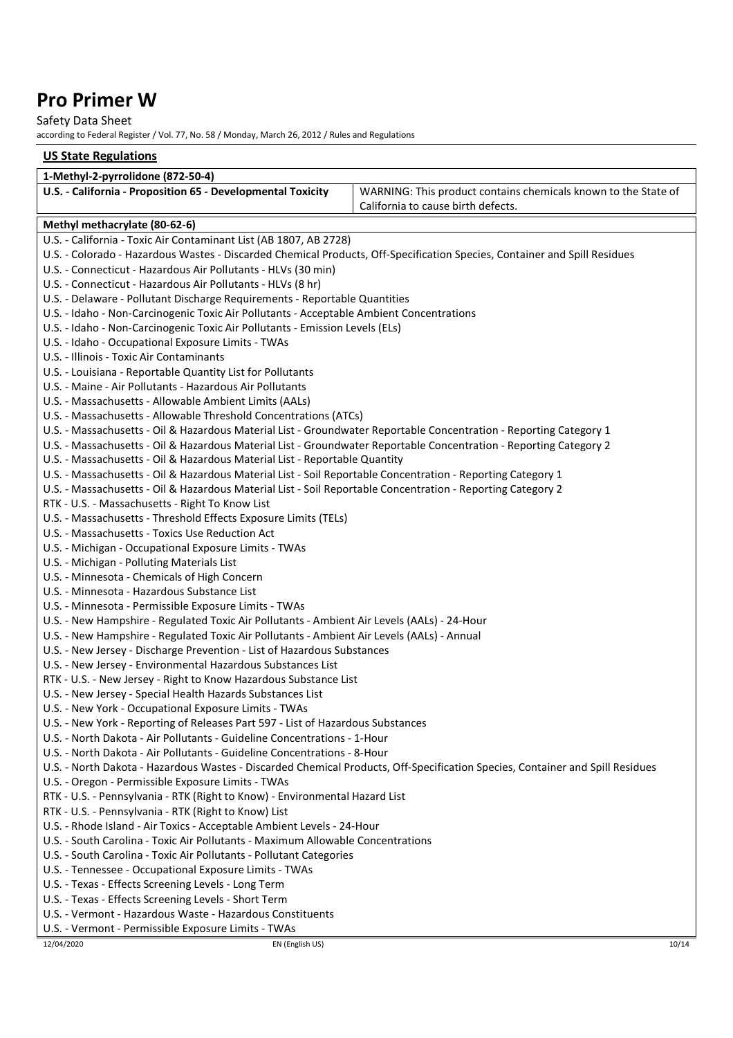## US State Regulations

| 1-Methyl-2-pyrrolidone (872-50-4) | |
|---|---|
| **U.S. - California - Proposition 65 - Developmental Toxicity** | WARNING: This product contains chemicals known to the State of California to cause birth defects. |

| Methyl methacrylate (80-62-6) |
|---|
| U.S. - California - Toxic Air Contaminant List (AB 1807, AB 2728) |
| U.S. - Colorado - Hazardous Wastes - Discarded Chemical Products, Off-Specification Species, Container and Spill Residues |
| U.S. - Connecticut - Hazardous Air Pollutants - HLVs (30 min) |
| U.S. - Connecticut - Hazardous Air Pollutants - HLVs (8 hr) |
| U.S. - Delaware - Pollutant Discharge Requirements - Reportable Quantities |
| U.S. - Idaho - Non-Carcinogenic Toxic Air Pollutants - Acceptable Ambient Concentrations |
| U.S. - Idaho - Non-Carcinogenic Toxic Air Pollutants - Emission Levels (ELs) |
| U.S. - Idaho - Occupational Exposure Limits - TWAs |
| U.S. - Illinois - Toxic Air Contaminants |
| U.S. - Louisiana - Reportable Quantity List for Pollutants |
| U.S. - Maine - Air Pollutants - Hazardous Air Pollutants |
| U.S. - Massachusetts - Allowable Ambient Limits (AALs) |
| U.S. - Massachusetts - Allowable Threshold Concentrations (ATCs) |
| U.S. - Massachusetts - Oil & Hazardous Material List - Groundwater Reportable Concentration - Reporting Category 1 |
| U.S. - Massachusetts - Oil & Hazardous Material List - Groundwater Reportable Concentration - Reporting Category 2 |
| U.S. - Massachusetts - Oil & Hazardous Material List - Reportable Quantity |
| U.S. - Massachusetts - Oil & Hazardous Material List - Soil Reportable Concentration - Reporting Category 1 |
| U.S. - Massachusetts - Oil & Hazardous Material List - Soil Reportable Concentration - Reporting Category 2 |
| RTK - U.S. - Massachusetts - Right To Know List |
| U.S. - Massachusetts - Threshold Effects Exposure Limits (TELs) |
| U.S. - Massachusetts - Toxics Use Reduction Act |
| U.S. - Michigan - Occupational Exposure Limits - TWAs |
| U.S. - Michigan - Polluting Materials List |
| U.S. - Minnesota - Chemicals of High Concern |
| U.S. - Minnesota - Hazardous Substance List |
| U.S. - Minnesota - Permissible Exposure Limits - TWAs |
| U.S. - New Hampshire - Regulated Toxic Air Pollutants - Ambient Air Levels (AALs) - 24-Hour |
| U.S. - New Hampshire - Regulated Toxic Air Pollutants - Ambient Air Levels (AALs) - Annual |
| U.S. - New Jersey - Discharge Prevention - List of Hazardous Substances |
| U.S. - New Jersey - Environmental Hazardous Substances List |
| RTK - U.S. - New Jersey - Right to Know Hazardous Substance List |
| U.S. - New Jersey - Special Health Hazards Substances List |
| U.S. - New York - Occupational Exposure Limits - TWAs |
| U.S. - New York - Reporting of Releases Part 597 - List of Hazardous Substances |
| U.S. - North Dakota - Air Pollutants - Guideline Concentrations - 1-Hour |
| U.S. - North Dakota - Air Pollutants - Guideline Concentrations - 8-Hour |
| U.S. - North Dakota - Hazardous Wastes - Discarded Chemical Products, Off-Specification Species, Container and Spill Residues |
| U.S. - Oregon - Permissible Exposure Limits - TWAs |
| RTK - U.S. - Pennsylvania - RTK (Right to Know) - Environmental Hazard List |
| RTK - U.S. - Pennsylvania - RTK (Right to Know) List |
| U.S. - Rhode Island - Air Toxics - Acceptable Ambient Levels - 24-Hour |
| U.S. - South Carolina - Toxic Air Pollutants - Maximum Allowable Concentrations |
| U.S. - South Carolina - Toxic Air Pollutants - Pollutant Categories |
| U.S. - Tennessee - Occupational Exposure Limits - TWAs |
| U.S. - Texas - Effects Screening Levels - Long Term |
| U.S. - Texas - Effects Screening Levels - Short Term |
| U.S. - Vermont - Hazardous Waste - Hazardous Constituents |
| U.S. - Vermont - Permissible Exposure Limits - TWAs |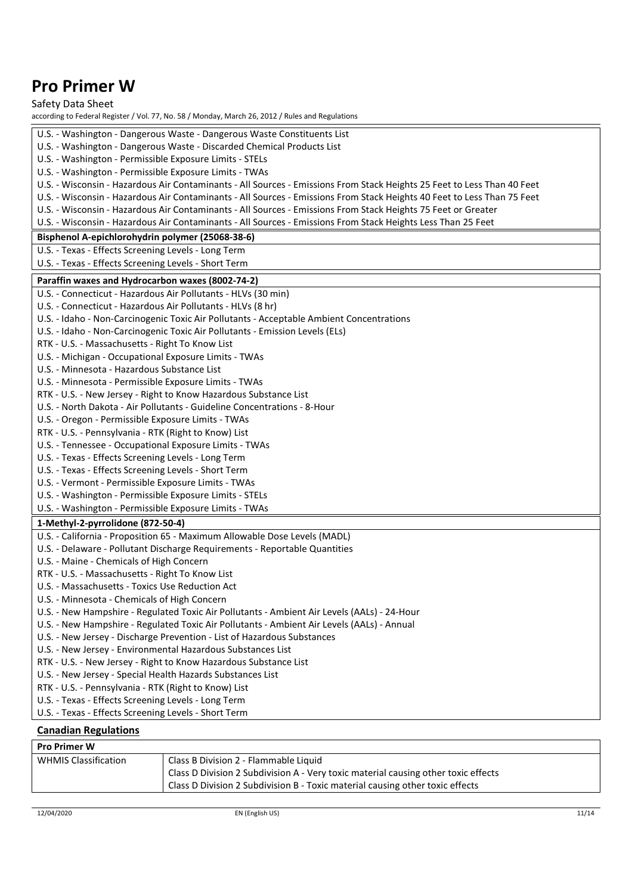U.S. - Washington - Dangerous Waste - Dangerous Waste Constituents List
U.S. - Washington - Dangerous Waste - Discarded Chemical Products List
U.S. - Washington - Permissible Exposure Limits - STELs
U.S. - Washington - Permissible Exposure Limits - TWAs
U.S. - Wisconsin - Hazardous Air Contaminants - All Sources - Emissions From Stack Heights 25 Feet to Less Than 40 Feet
U.S. - Wisconsin - Hazardous Air Contaminants - All Sources - Emissions From Stack Heights 40 Feet to Less Than 75 Feet
U.S. - Wisconsin - Hazardous Air Contaminants - All Sources - Emissions From Stack Heights 75 Feet or Greater
U.S. - Wisconsin - Hazardous Air Contaminants - All Sources - Emissions From Stack Heights Less Than 25 Feet

**Bisphenol A-epichlorohydrin polymer (25068-38-6)**

U.S. - Texas - Effects Screening Levels - Long Term
U.S. - Texas - Effects Screening Levels - Short Term

**Paraffin waxes and Hydrocarbon waxes (8002-74-2)**

U.S. - Connecticut - Hazardous Air Pollutants - HLVs (30 min)
U.S. - Connecticut - Hazardous Air Pollutants - HLVs (8 hr)
U.S. - Idaho - Non-Carcinogenic Toxic Air Pollutants - Acceptable Ambient Concentrations
U.S. - Idaho - Non-Carcinogenic Toxic Air Pollutants - Emission Levels (ELs)
RTK - U.S. - Massachusetts - Right To Know List
U.S. - Michigan - Occupational Exposure Limits - TWAs
U.S. - Minnesota - Hazardous Substance List
U.S. - Minnesota - Permissible Exposure Limits - TWAs
RTK - U.S. - New Jersey - Right to Know Hazardous Substance List
U.S. - North Dakota - Air Pollutants - Guideline Concentrations - 8-Hour
U.S. - Oregon - Permissible Exposure Limits - TWAs
RTK - U.S. - Pennsylvania - RTK (Right to Know) List
U.S. - Tennessee - Occupational Exposure Limits - TWAs
U.S. - Texas - Effects Screening Levels - Long Term
U.S. - Texas - Effects Screening Levels - Short Term
U.S. - Vermont - Permissible Exposure Limits - TWAs
U.S. - Washington - Permissible Exposure Limits - STELs
U.S. - Washington - Permissible Exposure Limits - TWAs

**1-Methyl-2-pyrrolidone (872-50-4)**

U.S. - California - Proposition 65 - Maximum Allowable Dose Levels (MADL)
U.S. - Delaware - Pollutant Discharge Requirements - Reportable Quantities
U.S. - Maine - Chemicals of High Concern
RTK - U.S. - Massachusetts - Right To Know List
U.S. - Massachusetts - Toxics Use Reduction Act
U.S. - Minnesota - Chemicals of High Concern
U.S. - New Hampshire - Regulated Toxic Air Pollutants - Ambient Air Levels (AALs) - 24-Hour
U.S. - New Hampshire - Regulated Toxic Air Pollutants - Ambient Air Levels (AALs) - Annual
U.S. - New Jersey - Discharge Prevention - List of Hazardous Substances
U.S. - New Jersey - Environmental Hazardous Substances List
RTK - U.S. - New Jersey - Right to Know Hazardous Substance List
U.S. - New Jersey - Special Health Hazards Substances List
RTK - U.S. - Pennsylvania - RTK (Right to Know) List
U.S. - Texas - Effects Screening Levels - Long Term
U.S. - Texas - Effects Screening Levels - Short Term

## Canadian Regulations

| Pro Primer W | |
|---|---|
| WHMIS Classification | Class B Division 2 - Flammable Liquid<br>Class D Division 2 Subdivision A - Very toxic material causing other toxic effects<br>Class D Division 2 Subdivision B - Toxic material causing other toxic effects |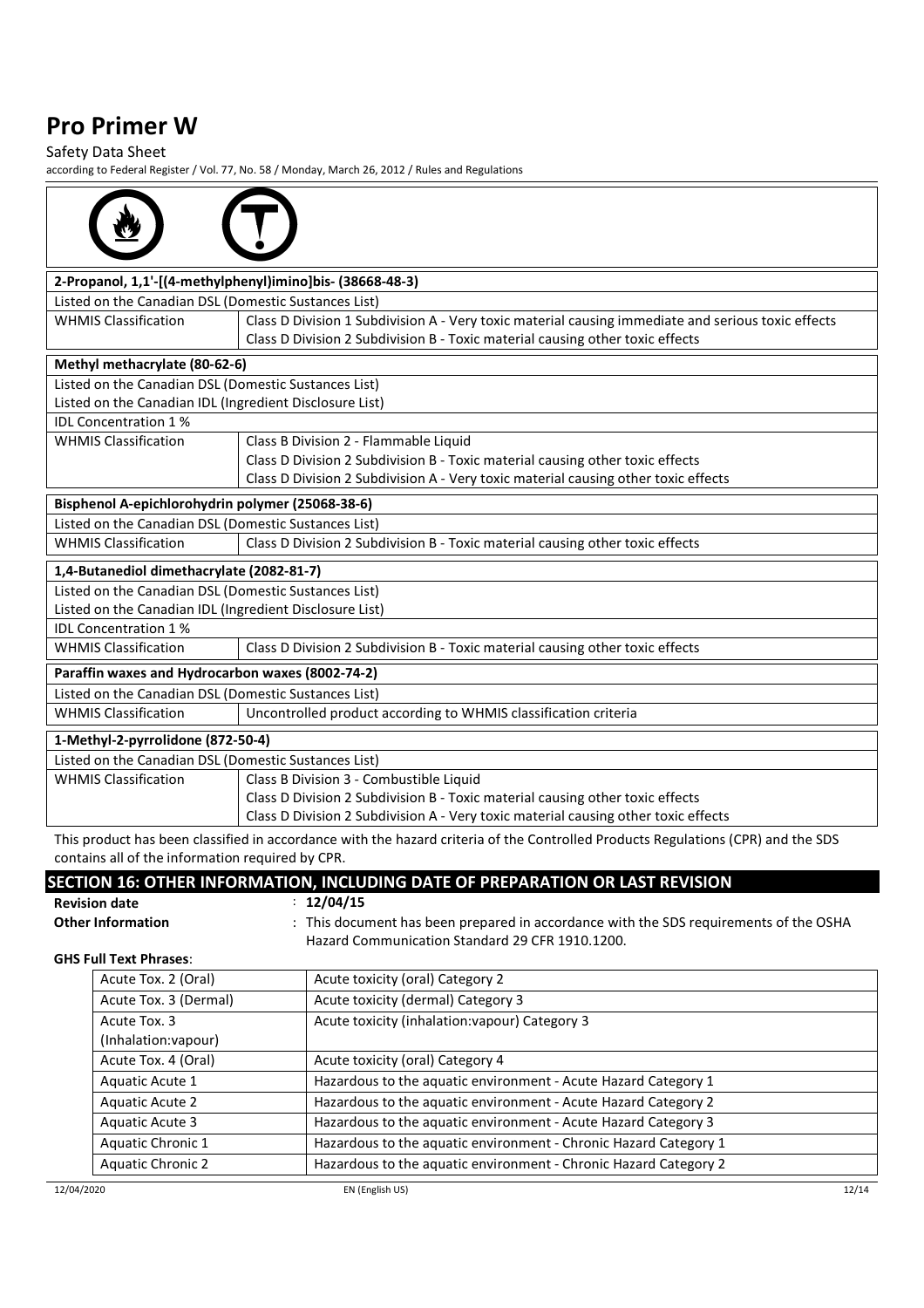# Pro Primer W

Safety Data Sheet

according to Federal Register / Vol. 77, No. 58 / Monday, March 26, 2012 / Rules and Regulations

| **2-Propanol, 1,1'-[(4-methylphenyl)imino]bis- (38668-48-3)** | |
|---|---|
| Listed on the Canadian DSL (Domestic Substances List) | |
| WHMIS Classification | Class D Division 1 Subdivision A - Very toxic material causing immediate and serious toxic effects<br>Class D Division 2 Subdivision B - Toxic material causing other toxic effects |

| **Methyl methacrylate (80-62-6)** | |
|---|---|
| Listed on the Canadian DSL (Domestic Substances List) | |
| Listed on the Canadian IDL (Ingredient Disclosure List) | |
| IDL Concentration 1 % | |
| WHMIS Classification | Class B Division 2 - Flammable Liquid<br>Class D Division 2 Subdivision B - Toxic material causing other toxic effects<br>Class D Division 2 Subdivision A - Very toxic material causing other toxic effects |

| **Bisphenol A-epichlorohydrin polymer (25068-38-6)** | |
|---|---|
| Listed on the Canadian DSL (Domestic Substances List) | |
| WHMIS Classification | Class D Division 2 Subdivision B - Toxic material causing other toxic effects |

| **1,4-Butanediol dimethacrylate (2082-81-7)** | |
|---|---|
| Listed on the Canadian DSL (Domestic Substances List) | |
| Listed on the Canadian IDL (Ingredient Disclosure List) | |
| IDL Concentration 1 % | |
| WHMIS Classification | Class D Division 2 Subdivision B - Toxic material causing other toxic effects |

| **Paraffin waxes and Hydrocarbon waxes (8002-74-2)** | |
|---|---|
| Listed on the Canadian DSL (Domestic Substances List) | |
| WHMIS Classification | Uncontrolled product according to WHMIS classification criteria |

| **1-Methyl-2-pyrrolidone (872-50-4)** | |
|---|---|
| Listed on the Canadian DSL (Domestic Substances List) | |
| WHMIS Classification | Class B Division 3 - Combustible Liquid<br>Class D Division 2 Subdivision B - Toxic material causing other toxic effects<br>Class D Division 2 Subdivision A - Very toxic material causing other toxic effects |

This product has been classified in accordance with the hazard criteria of the Controlled Products Regulations (CPR) and the SDS contains all of the information required by CPR.

## SECTION 16: OTHER INFORMATION, INCLUDING DATE OF PREPARATION OR LAST REVISION

**Revision date** : **12/04/15**

**Other Information** : This document has been prepared in accordance with the SDS requirements of the OSHA Hazard Communication Standard 29 CFR 1910.1200.

**GHS Full Text Phrases**:

| | |
|---|---|
| Acute Tox. 2 (Oral) | Acute toxicity (oral) Category 2 |
| Acute Tox. 3 (Dermal) | Acute toxicity (dermal) Category 3 |
| Acute Tox. 3 (Inhalation:vapour) | Acute toxicity (inhalation:vapour) Category 3 |
| Acute Tox. 4 (Oral) | Acute toxicity (oral) Category 4 |
| Aquatic Acute 1 | Hazardous to the aquatic environment - Acute Hazard Category 1 |
| Aquatic Acute 2 | Hazardous to the aquatic environment - Acute Hazard Category 2 |
| Aquatic Acute 3 | Hazardous to the aquatic environment - Acute Hazard Category 3 |
| Aquatic Chronic 1 | Hazardous to the aquatic environment - Chronic Hazard Category 1 |
| Aquatic Chronic 2 | Hazardous to the aquatic environment - Chronic Hazard Category 2 |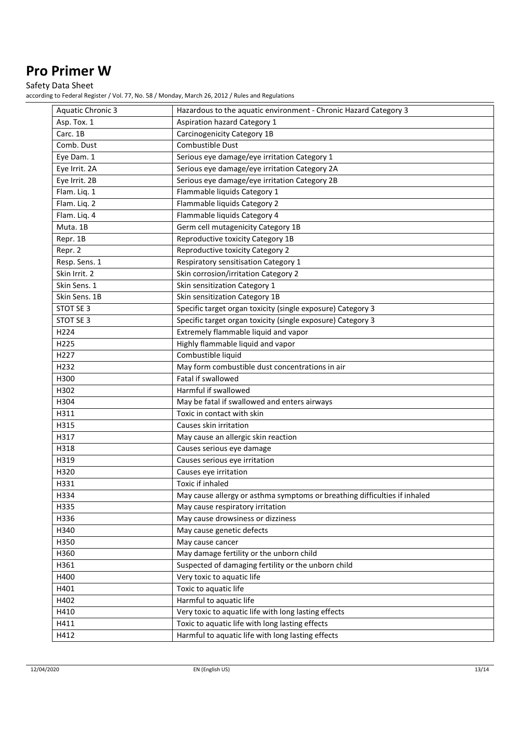# Pro Primer W

Safety Data Sheet

according to Federal Register / Vol. 77, No. 58 / Monday, March 26, 2012 / Rules and Regulations

| | |
|---|---|
| Aquatic Chronic 3 | Hazardous to the aquatic environment - Chronic Hazard Category 3 |
| Asp. Tox. 1 | Aspiration hazard Category 1 |
| Carc. 1B | Carcinogenicity Category 1B |
| Comb. Dust | Combustible Dust |
| Eye Dam. 1 | Serious eye damage/eye irritation Category 1 |
| Eye Irrit. 2A | Serious eye damage/eye irritation Category 2A |
| Eye Irrit. 2B | Serious eye damage/eye irritation Category 2B |
| Flam. Liq. 1 | Flammable liquids Category 1 |
| Flam. Liq. 2 | Flammable liquids Category 2 |
| Flam. Liq. 4 | Flammable liquids Category 4 |
| Muta. 1B | Germ cell mutagenicity Category 1B |
| Repr. 1B | Reproductive toxicity Category 1B |
| Repr. 2 | Reproductive toxicity Category 2 |
| Resp. Sens. 1 | Respiratory sensitisation Category 1 |
| Skin Irrit. 2 | Skin corrosion/irritation Category 2 |
| Skin Sens. 1 | Skin sensitization Category 1 |
| Skin Sens. 1B | Skin sensitization Category 1B |
| STOT SE 3 | Specific target organ toxicity (single exposure) Category 3 |
| STOT SE 3 | Specific target organ toxicity (single exposure) Category 3 |
| H224 | Extremely flammable liquid and vapor |
| H225 | Highly flammable liquid and vapor |
| H227 | Combustible liquid |
| H232 | May form combustible dust concentrations in air |
| H300 | Fatal if swallowed |
| H302 | Harmful if swallowed |
| H304 | May be fatal if swallowed and enters airways |
| H311 | Toxic in contact with skin |
| H315 | Causes skin irritation |
| H317 | May cause an allergic skin reaction |
| H318 | Causes serious eye damage |
| H319 | Causes serious eye irritation |
| H320 | Causes eye irritation |
| H331 | Toxic if inhaled |
| H334 | May cause allergy or asthma symptoms or breathing difficulties if inhaled |
| H335 | May cause respiratory irritation |
| H336 | May cause drowsiness or dizziness |
| H340 | May cause genetic defects |
| H350 | May cause cancer |
| H360 | May damage fertility or the unborn child |
| H361 | Suspected of damaging fertility or the unborn child |
| H400 | Very toxic to aquatic life |
| H401 | Toxic to aquatic life |
| H402 | Harmful to aquatic life |
| H410 | Very toxic to aquatic life with long lasting effects |
| H411 | Toxic to aquatic life with long lasting effects |
| H412 | Harmful to aquatic life with long lasting effects |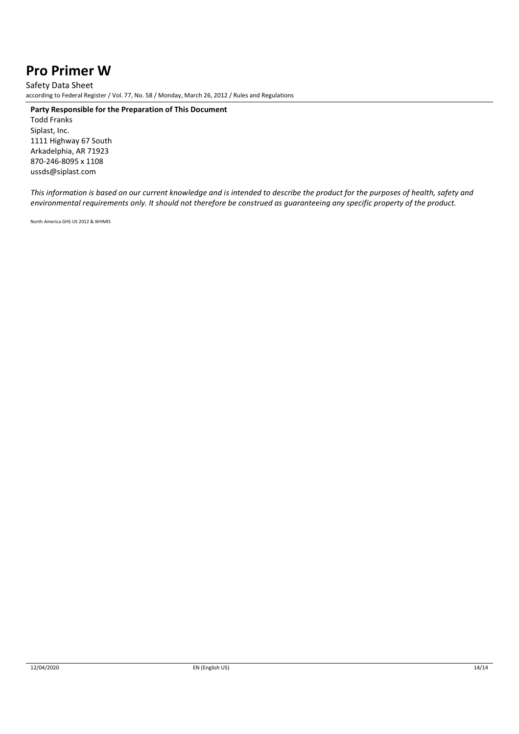**Party Responsible for the Preparation of This Document**

Todd Franks
Siplast, Inc.
1111 Highway 67 South
Arkadelphia, AR 71923
870-246-8095 x 1108
ussds@siplast.com

*This information is based on our current knowledge and is intended to describe the product for the purposes of health, safety and environmental requirements only. It should not therefore be construed as guaranteeing any specific property of the product.*

North America GHS US 2012 & WHMIS